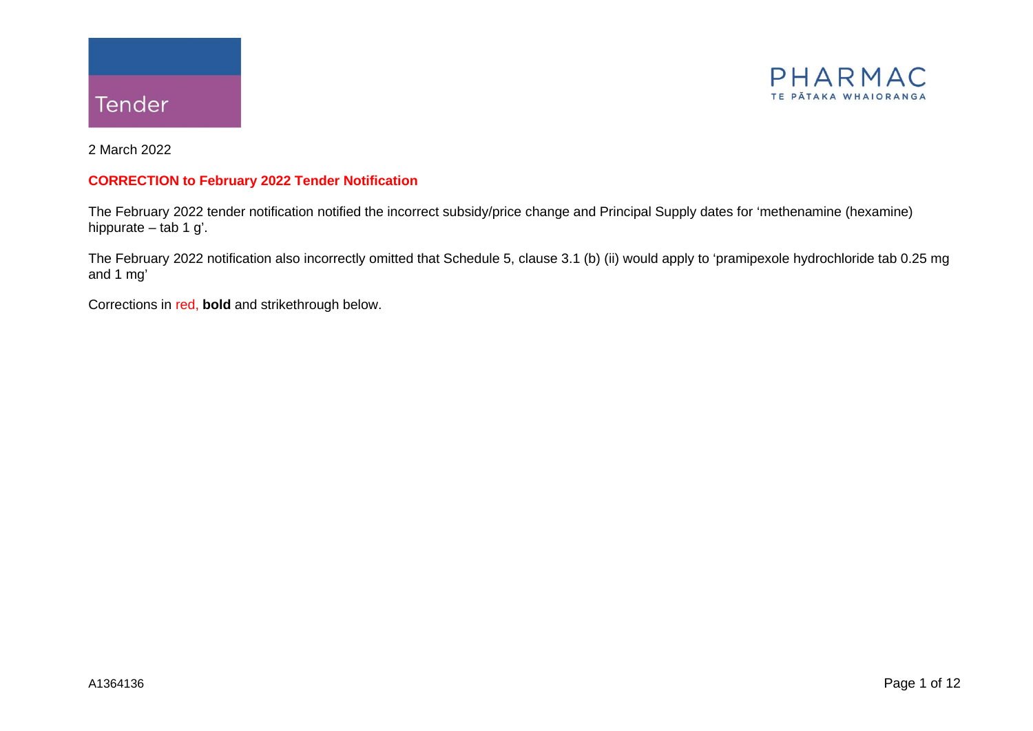Tender

PHARMAC
TE PĀTAKA WHAIORANGA

2 March 2022

**CORRECTION to February 2022 Tender Notification**

The February 2022 tender notification notified the incorrect subsidy/price change and Principal Supply dates for 'methenamine (hexamine) hippurate – tab 1 g'.

The February 2022 notification also incorrectly omitted that Schedule 5, clause 3.1 (b) (ii) would apply to 'pramipexole hydrochloride tab 0.25 mg and 1 mg'

Corrections in red, **bold** and strikethrough below.

A1364136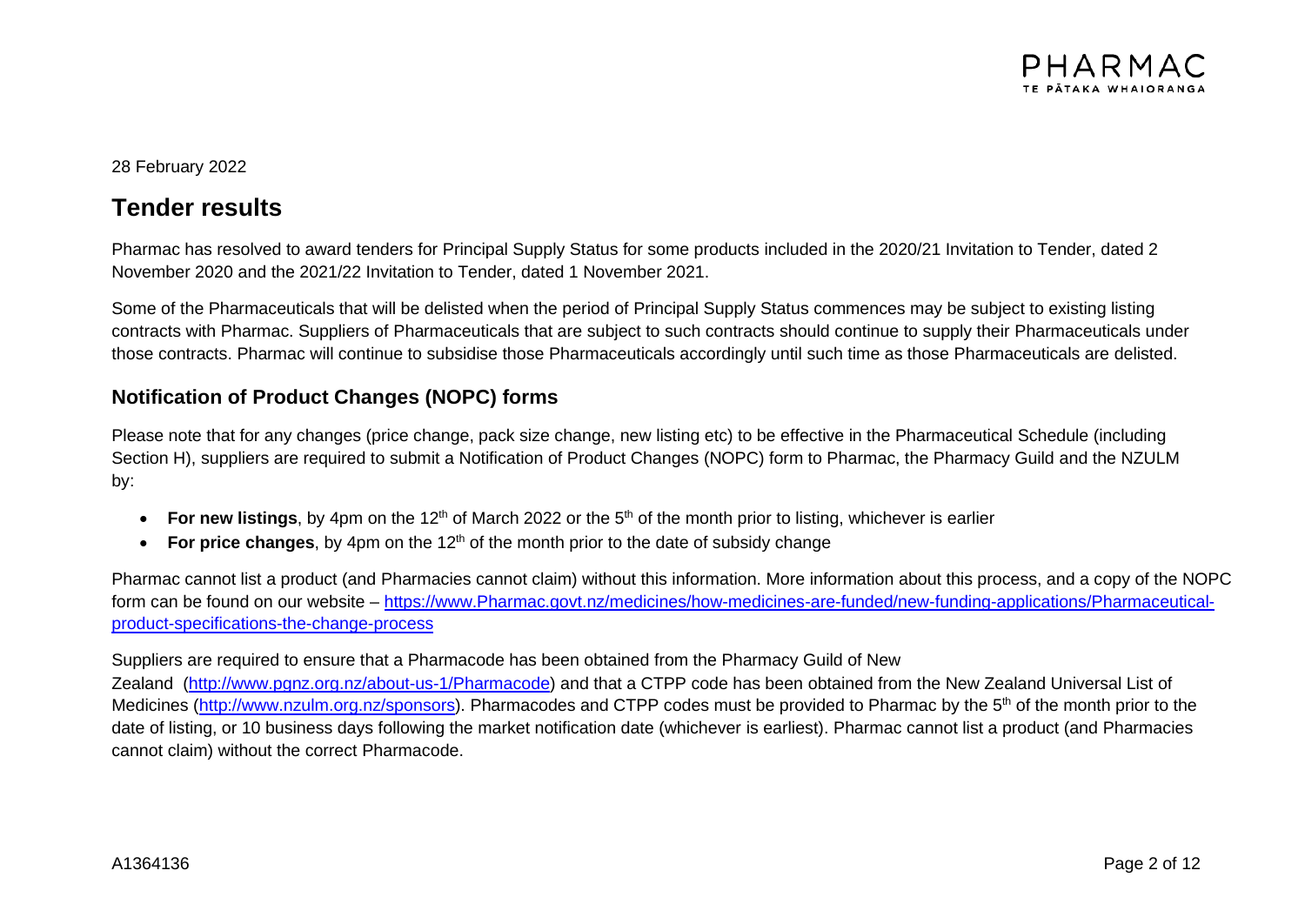28 February 2022

# Tender results

Pharmac has resolved to award tenders for Principal Supply Status for some products included in the 2020/21 Invitation to Tender, dated 2 November 2020 and the 2021/22 Invitation to Tender, dated 1 November 2021.

Some of the Pharmaceuticals that will be delisted when the period of Principal Supply Status commences may be subject to existing listing contracts with Pharmac. Suppliers of Pharmaceuticals that are subject to such contracts should continue to supply their Pharmaceuticals under those contracts. Pharmac will continue to subsidise those Pharmaceuticals accordingly until such time as those Pharmaceuticals are delisted.

## Notification of Product Changes (NOPC) forms

Please note that for any changes (price change, pack size change, new listing etc) to be effective in the Pharmaceutical Schedule (including Section H), suppliers are required to submit a Notification of Product Changes (NOPC) form to Pharmac, the Pharmacy Guild and the NZULM by:

- **For new listings**, by 4pm on the 12th of March 2022 or the 5th of the month prior to listing, whichever is earlier
- **For price changes**, by 4pm on the 12th of the month prior to the date of subsidy change

Pharmac cannot list a product (and Pharmacies cannot claim) without this information. More information about this process, and a copy of the NOPC form can be found on our website – https://www.Pharmac.govt.nz/medicines/how-medicines-are-funded/new-funding-applications/Pharmaceutical-product-specifications-the-change-process

Suppliers are required to ensure that a Pharmacode has been obtained from the Pharmacy Guild of New Zealand (http://www.pgnz.org.nz/about-us-1/Pharmacode) and that a CTPP code has been obtained from the New Zealand Universal List of Medicines (http://www.nzulm.org.nz/sponsors). Pharmacodes and CTPP codes must be provided to Pharmac by the 5th of the month prior to the date of listing, or 10 business days following the market notification date (whichever is earliest). Pharmac cannot list a product (and Pharmacies cannot claim) without the correct Pharmacode.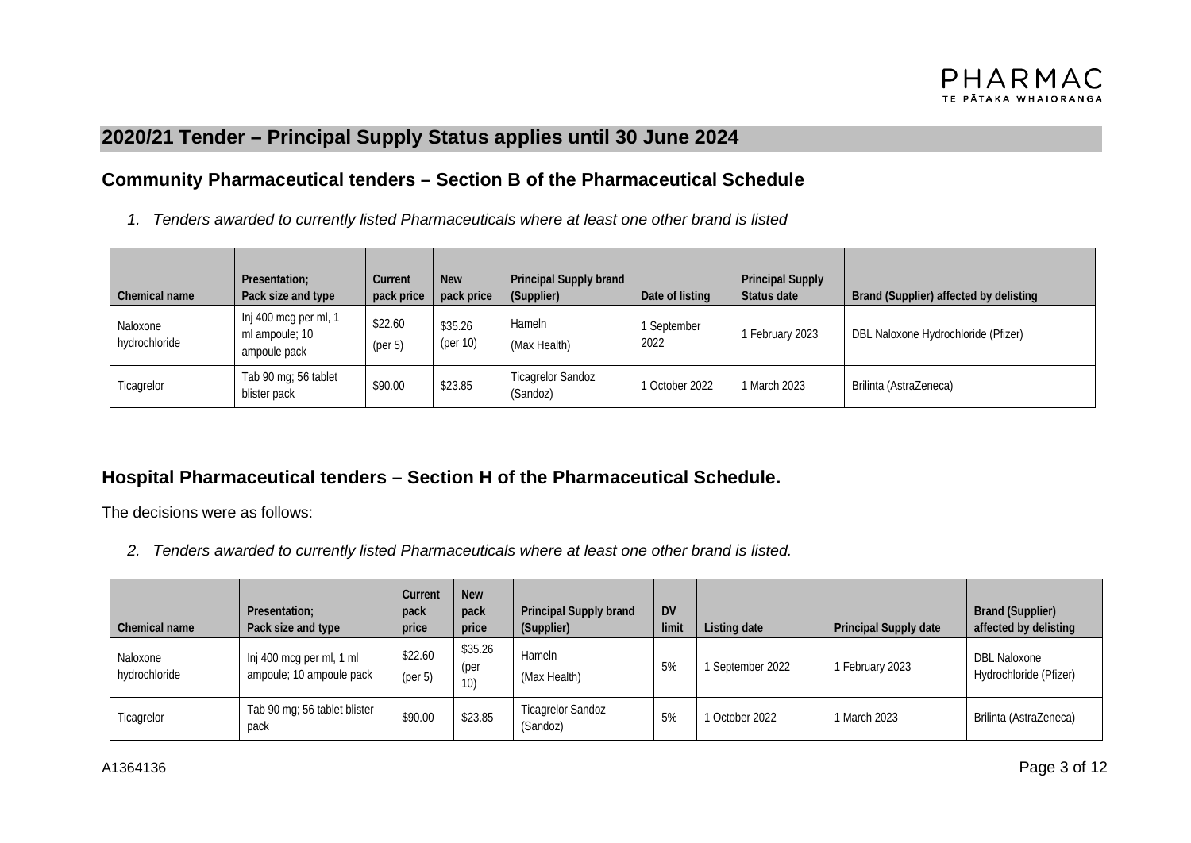## 2020/21 Tender – Principal Supply Status applies until 30 June 2024

### Community Pharmaceutical tenders – Section B of the Pharmaceutical Schedule

*1. Tenders awarded to currently listed Pharmaceuticals where at least one other brand is listed*

| Chemical name | Presentation; Pack size and type | Current pack price | New pack price | Principal Supply brand (Supplier) | Date of listing | Principal Supply Status date | Brand (Supplier) affected by delisting |
|---|---|---|---|---|---|---|---|
| Naloxone hydrochloride | Inj 400 mcg per ml, 1 ml ampoule; 10 ampoule pack | $22.60 (per 5) | $35.26 (per 10) | Hameln (Max Health) | 1 September 2022 | 1 February 2023 | DBL Naloxone Hydrochloride (Pfizer) |
| Ticagrelor | Tab 90 mg; 56 tablet blister pack | $90.00 | $23.85 | Ticagrelor Sandoz (Sandoz) | 1 October 2022 | 1 March 2023 | Brilinta (AstraZeneca) |

### Hospital Pharmaceutical tenders – Section H of the Pharmaceutical Schedule.

The decisions were as follows:

*2. Tenders awarded to currently listed Pharmaceuticals where at least one other brand is listed.*

| Chemical name | Presentation; Pack size and type | Current pack price | New pack price | Principal Supply brand (Supplier) | DV limit | Listing date | Principal Supply date | Brand (Supplier) affected by delisting |
|---|---|---|---|---|---|---|---|---|
| Naloxone hydrochloride | Inj 400 mcg per ml, 1 ml ampoule; 10 ampoule pack | $22.60 (per 5) | $35.26 (per 10) | Hameln (Max Health) | 5% | 1 September 2022 | 1 February 2023 | DBL Naloxone Hydrochloride (Pfizer) |
| Ticagrelor | Tab 90 mg; 56 tablet blister pack | $90.00 | $23.85 | Ticagrelor Sandoz (Sandoz) | 5% | 1 October 2022 | 1 March 2023 | Brilinta (AstraZeneca) |

A1364136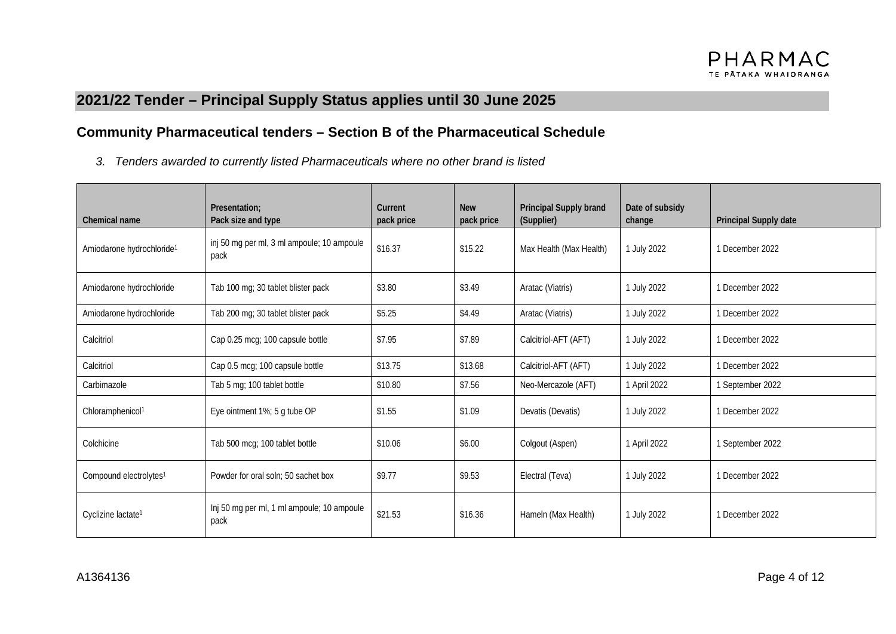## 2021/22 Tender – Principal Supply Status applies until 30 June 2025

### Community Pharmaceutical tenders – Section B of the Pharmaceutical Schedule

*3. Tenders awarded to currently listed Pharmaceuticals where no other brand is listed*

| Chemical name | Presentation; Pack size and type | Current pack price | New pack price | Principal Supply brand (Supplier) | Date of subsidy change | Principal Supply date |
|---|---|---|---|---|---|---|
| Amiodarone hydrochloride[1] | inj 50 mg per ml, 3 ml ampoule; 10 ampoule pack | $16.37 | $15.22 | Max Health (Max Health) | 1 July 2022 | 1 December 2022 |
| Amiodarone hydrochloride | Tab 100 mg; 30 tablet blister pack | $3.80 | $3.49 | Aratac (Viatris) | 1 July 2022 | 1 December 2022 |
| Amiodarone hydrochloride | Tab 200 mg; 30 tablet blister pack | $5.25 | $4.49 | Aratac (Viatris) | 1 July 2022 | 1 December 2022 |
| Calcitriol | Cap 0.25 mcg; 100 capsule bottle | $7.95 | $7.89 | Calcitriol-AFT (AFT) | 1 July 2022 | 1 December 2022 |
| Calcitriol | Cap 0.5 mcg; 100 capsule bottle | $13.75 | $13.68 | Calcitriol-AFT (AFT) | 1 July 2022 | 1 December 2022 |
| Carbimazole | Tab 5 mg; 100 tablet bottle | $10.80 | $7.56 | Neo-Mercazole (AFT) | 1 April 2022 | 1 September 2022 |
| Chloramphenicol[1] | Eye ointment 1%; 5 g tube OP | $1.55 | $1.09 | Devatis (Devatis) | 1 July 2022 | 1 December 2022 |
| Colchicine | Tab 500 mcg; 100 tablet bottle | $10.06 | $6.00 | Colgout (Aspen) | 1 April 2022 | 1 September 2022 |
| Compound electrolytes[1] | Powder for oral soln; 50 sachet box | $9.77 | $9.53 | Electral (Teva) | 1 July 2022 | 1 December 2022 |
| Cyclizine lactate[1] | Inj 50 mg per ml, 1 ml ampoule; 10 ampoule pack | $21.53 | $16.36 | Hameln (Max Health) | 1 July 2022 | 1 December 2022 |

A1364136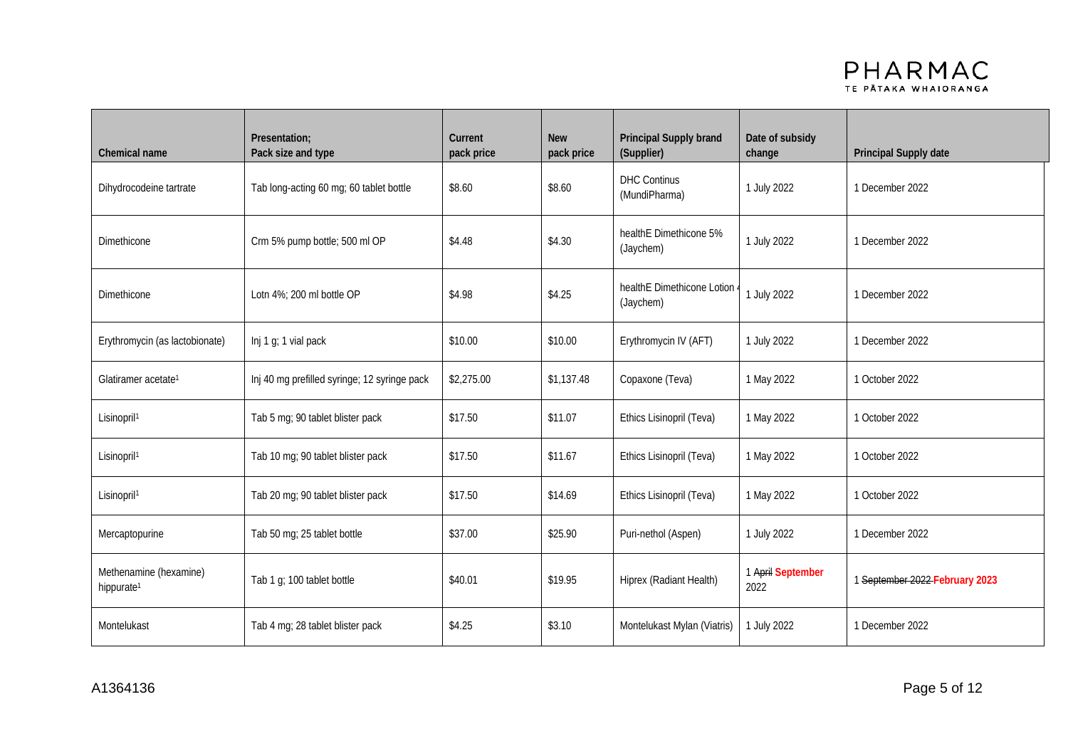| Chemical name | Presentation; Pack size and type | Current pack price | New pack price | Principal Supply brand (Supplier) | Date of subsidy change | Principal Supply date |
|---|---|---|---|---|---|---|
| Dihydrocodeine tartrate | Tab long-acting 60 mg; 60 tablet bottle | $8.60 | $8.60 | DHC Continus (MundiPharma) | 1 July 2022 | 1 December 2022 |
| Dimethicone | Crm 5% pump bottle; 500 ml OP | $4.48 | $4.30 | healthE Dimethicone 5% (Jaychem) | 1 July 2022 | 1 December 2022 |
| Dimethicone | Lotn 4%; 200 ml bottle OP | $4.98 | $4.25 | healthE Dimethicone Lotion 4 (Jaychem) | 1 July 2022 | 1 December 2022 |
| Erythromycin (as lactobionate) | Inj 1 g; 1 vial pack | $10.00 | $10.00 | Erythromycin IV (AFT) | 1 July 2022 | 1 December 2022 |
| Glatiramer acetate[1] | Inj 40 mg prefilled syringe; 12 syringe pack | $2,275.00 | $1,137.48 | Copaxone (Teva) | 1 May 2022 | 1 October 2022 |
| Lisinopril[1] | Tab 5 mg; 90 tablet blister pack | $17.50 | $11.07 | Ethics Lisinopril (Teva) | 1 May 2022 | 1 October 2022 |
| Lisinopril[1] | Tab 10 mg; 90 tablet blister pack | $17.50 | $11.67 | Ethics Lisinopril (Teva) | 1 May 2022 | 1 October 2022 |
| Lisinopril[1] | Tab 20 mg; 90 tablet blister pack | $17.50 | $14.69 | Ethics Lisinopril (Teva) | 1 May 2022 | 1 October 2022 |
| Mercaptopurine | Tab 50 mg; 25 tablet bottle | $37.00 | $25.90 | Puri-nethol (Aspen) | 1 July 2022 | 1 December 2022 |
| Methenamine (hexamine) hippurate[1] | Tab 1 g; 100 tablet bottle | $40.01 | $19.95 | Hiprex (Radiant Health) | 1 ~~April~~ **September** 2022 | 1 ~~September 2022~~ **February 2023** |
| Montelukast | Tab 4 mg; 28 tablet blister pack | $4.25 | $3.10 | Montelukast Mylan (Viatris) | 1 July 2022 | 1 December 2022 |

A1364136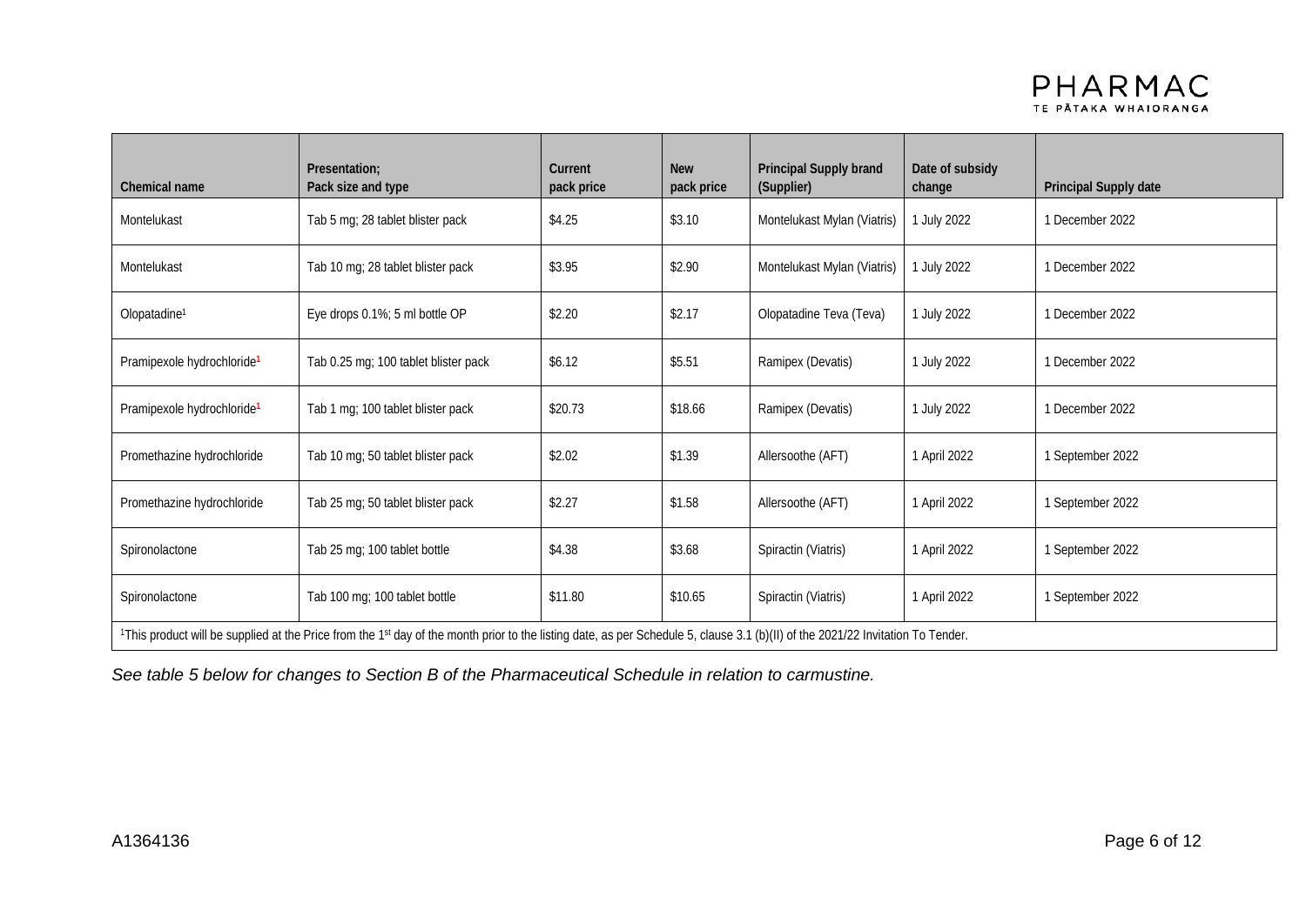| Chemical name | Presentation; Pack size and type | Current pack price | New pack price | Principal Supply brand (Supplier) | Date of subsidy change | Principal Supply date |
|---|---|---|---|---|---|---|
| Montelukast | Tab 5 mg; 28 tablet blister pack | $4.25 | $3.10 | Montelukast Mylan (Viatris) | 1 July 2022 | 1 December 2022 |
| Montelukast | Tab 10 mg; 28 tablet blister pack | $3.95 | $2.90 | Montelukast Mylan (Viatris) | 1 July 2022 | 1 December 2022 |
| Olopatadine[1] | Eye drops 0.1%; 5 ml bottle OP | $2.20 | $2.17 | Olopatadine Teva (Teva) | 1 July 2022 | 1 December 2022 |
| Pramipexole hydrochloride[1] | Tab 0.25 mg; 100 tablet blister pack | $6.12 | $5.51 | Ramipex (Devatis) | 1 July 2022 | 1 December 2022 |
| Pramipexole hydrochloride[1] | Tab 1 mg; 100 tablet blister pack | $20.73 | $18.66 | Ramipex (Devatis) | 1 July 2022 | 1 December 2022 |
| Promethazine hydrochloride | Tab 10 mg; 50 tablet blister pack | $2.02 | $1.39 | Allersoothe (AFT) | 1 April 2022 | 1 September 2022 |
| Promethazine hydrochloride | Tab 25 mg; 50 tablet blister pack | $2.27 | $1.58 | Allersoothe (AFT) | 1 April 2022 | 1 September 2022 |
| Spironolactone | Tab 25 mg; 100 tablet bottle | $4.38 | $3.68 | Spiractin (Viatris) | 1 April 2022 | 1 September 2022 |
| Spironolactone | Tab 100 mg; 100 tablet bottle | $11.80 | $10.65 | Spiractin (Viatris) | 1 April 2022 | 1 September 2022 |

[1]This product will be supplied at the Price from the 1st day of the month prior to the listing date, as per Schedule 5, clause 3.1 (b)(II) of the 2021/22 Invitation To Tender.

*See table 5 below for changes to Section B of the Pharmaceutical Schedule in relation to carmustine.*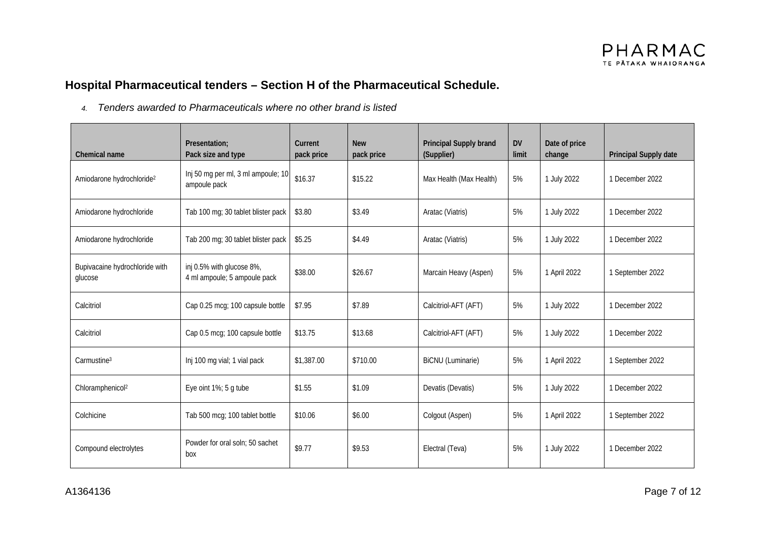## Hospital Pharmaceutical tenders – Section H of the Pharmaceutical Schedule.

4. *Tenders awarded to Pharmaceuticals where no other brand is listed*

| Chemical name | Presentation; Pack size and type | Current pack price | New pack price | Principal Supply brand (Supplier) | DV limit | Date of price change | Principal Supply date |
|---|---|---|---|---|---|---|---|
| Amiodarone hydrochloride[2] | Inj 50 mg per ml, 3 ml ampoule; 10 ampoule pack | $16.37 | $15.22 | Max Health (Max Health) | 5% | 1 July 2022 | 1 December 2022 |
| Amiodarone hydrochloride | Tab 100 mg; 30 tablet blister pack | $3.80 | $3.49 | Aratac (Viatris) | 5% | 1 July 2022 | 1 December 2022 |
| Amiodarone hydrochloride | Tab 200 mg; 30 tablet blister pack | $5.25 | $4.49 | Aratac (Viatris) | 5% | 1 July 2022 | 1 December 2022 |
| Bupivacaine hydrochloride with glucose | inj 0.5% with glucose 8%, 4 ml ampoule; 5 ampoule pack | $38.00 | $26.67 | Marcain Heavy (Aspen) | 5% | 1 April 2022 | 1 September 2022 |
| Calcitriol | Cap 0.25 mcg; 100 capsule bottle | $7.95 | $7.89 | Calcitriol-AFT (AFT) | 5% | 1 July 2022 | 1 December 2022 |
| Calcitriol | Cap 0.5 mcg; 100 capsule bottle | $13.75 | $13.68 | Calcitriol-AFT (AFT) | 5% | 1 July 2022 | 1 December 2022 |
| Carmustine[3] | Inj 100 mg vial; 1 vial pack | $1,387.00 | $710.00 | BiCNU (Luminarie) | 5% | 1 April 2022 | 1 September 2022 |
| Chloramphenicol[2] | Eye oint 1%; 5 g tube | $1.55 | $1.09 | Devatis (Devatis) | 5% | 1 July 2022 | 1 December 2022 |
| Colchicine | Tab 500 mcg; 100 tablet bottle | $10.06 | $6.00 | Colgout (Aspen) | 5% | 1 April 2022 | 1 September 2022 |
| Compound electrolytes | Powder for oral soln; 50 sachet box | $9.77 | $9.53 | Electral (Teva) | 5% | 1 July 2022 | 1 December 2022 |

A1364136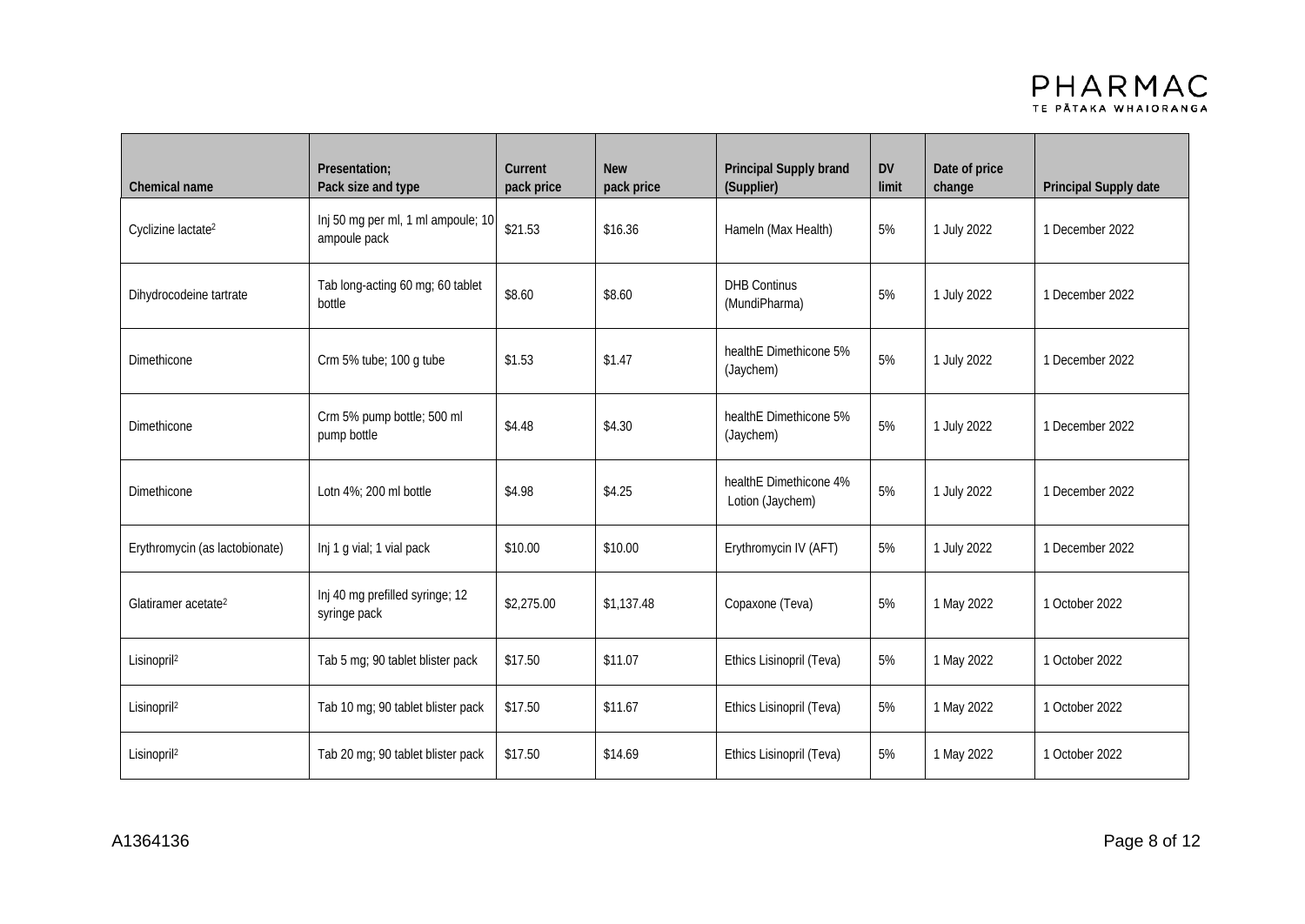| Chemical name | Presentation; Pack size and type | Current pack price | New pack price | Principal Supply brand (Supplier) | DV limit | Date of price change | Principal Supply date |
|---|---|---|---|---|---|---|---|
| Cyclizine lactate[2] | Inj 50 mg per ml, 1 ml ampoule; 10 ampoule pack | $21.53 | $16.36 | Hameln (Max Health) | 5% | 1 July 2022 | 1 December 2022 |
| Dihydrocodeine tartrate | Tab long-acting 60 mg; 60 tablet bottle | $8.60 | $8.60 | DHB Continus (MundiPharma) | 5% | 1 July 2022 | 1 December 2022 |
| Dimethicone | Crm 5% tube; 100 g tube | $1.53 | $1.47 | healthE Dimethicone 5% (Jaychem) | 5% | 1 July 2022 | 1 December 2022 |
| Dimethicone | Crm 5% pump bottle; 500 ml pump bottle | $4.48 | $4.30 | healthE Dimethicone 5% (Jaychem) | 5% | 1 July 2022 | 1 December 2022 |
| Dimethicone | Lotn 4%; 200 ml bottle | $4.98 | $4.25 | healthE Dimethicone 4% Lotion (Jaychem) | 5% | 1 July 2022 | 1 December 2022 |
| Erythromycin (as lactobionate) | Inj 1 g vial; 1 vial pack | $10.00 | $10.00 | Erythromycin IV (AFT) | 5% | 1 July 2022 | 1 December 2022 |
| Glatiramer acetate[2] | Inj 40 mg prefilled syringe; 12 syringe pack | $2,275.00 | $1,137.48 | Copaxone (Teva) | 5% | 1 May 2022 | 1 October 2022 |
| Lisinopril[2] | Tab 5 mg; 90 tablet blister pack | $17.50 | $11.07 | Ethics Lisinopril (Teva) | 5% | 1 May 2022 | 1 October 2022 |
| Lisinopril[2] | Tab 10 mg; 90 tablet blister pack | $17.50 | $11.67 | Ethics Lisinopril (Teva) | 5% | 1 May 2022 | 1 October 2022 |
| Lisinopril[2] | Tab 20 mg; 90 tablet blister pack | $17.50 | $14.69 | Ethics Lisinopril (Teva) | 5% | 1 May 2022 | 1 October 2022 |

A1364136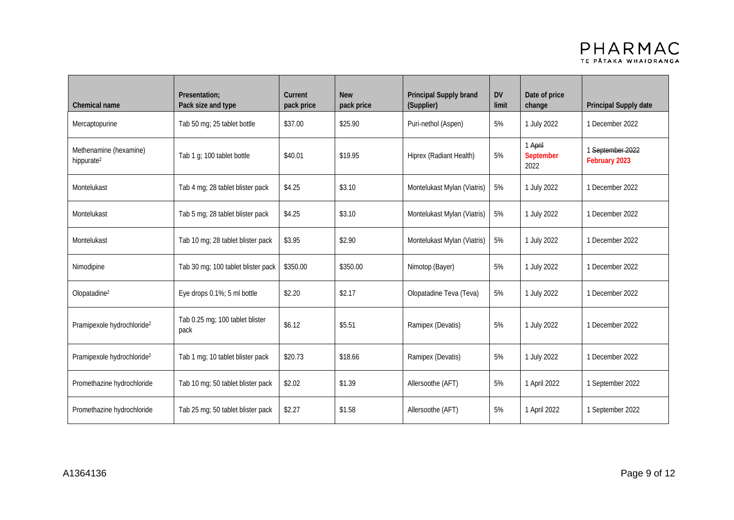| Chemical name | Presentation; Pack size and type | Current pack price | New pack price | Principal Supply brand (Supplier) | DV limit | Date of price change | Principal Supply date |
|---|---|---|---|---|---|---|---|
| Mercaptopurine | Tab 50 mg; 25 tablet bottle | $37.00 | $25.90 | Puri-nethol (Aspen) | 5% | 1 July 2022 | 1 December 2022 |
| Methenamine (hexamine) hippurate[2] | Tab 1 g; 100 tablet bottle | $40.01 | $19.95 | Hiprex (Radiant Health) | 5% | 1 ~~April~~ **September** 2022 | 1 ~~September 2022~~ **February 2023** |
| Montelukast | Tab 4 mg; 28 tablet blister pack | $4.25 | $3.10 | Montelukast Mylan (Viatris) | 5% | 1 July 2022 | 1 December 2022 |
| Montelukast | Tab 5 mg; 28 tablet blister pack | $4.25 | $3.10 | Montelukast Mylan (Viatris) | 5% | 1 July 2022 | 1 December 2022 |
| Montelukast | Tab 10 mg; 28 tablet blister pack | $3.95 | $2.90 | Montelukast Mylan (Viatris) | 5% | 1 July 2022 | 1 December 2022 |
| Nimodipine | Tab 30 mg; 100 tablet blister pack | $350.00 | $350.00 | Nimotop (Bayer) | 5% | 1 July 2022 | 1 December 2022 |
| Olopatadine[2] | Eye drops 0.1%; 5 ml bottle | $2.20 | $2.17 | Olopatadine Teva (Teva) | 5% | 1 July 2022 | 1 December 2022 |
| Pramipexole hydrochloride[2] | Tab 0.25 mg; 100 tablet blister pack | $6.12 | $5.51 | Ramipex (Devatis) | 5% | 1 July 2022 | 1 December 2022 |
| Pramipexole hydrochloride[2] | Tab 1 mg; 10 tablet blister pack | $20.73 | $18.66 | Ramipex (Devatis) | 5% | 1 July 2022 | 1 December 2022 |
| Promethazine hydrochloride | Tab 10 mg; 50 tablet blister pack | $2.02 | $1.39 | Allersoothe (AFT) | 5% | 1 April 2022 | 1 September 2022 |
| Promethazine hydrochloride | Tab 25 mg; 50 tablet blister pack | $2.27 | $1.58 | Allersoothe (AFT) | 5% | 1 April 2022 | 1 September 2022 |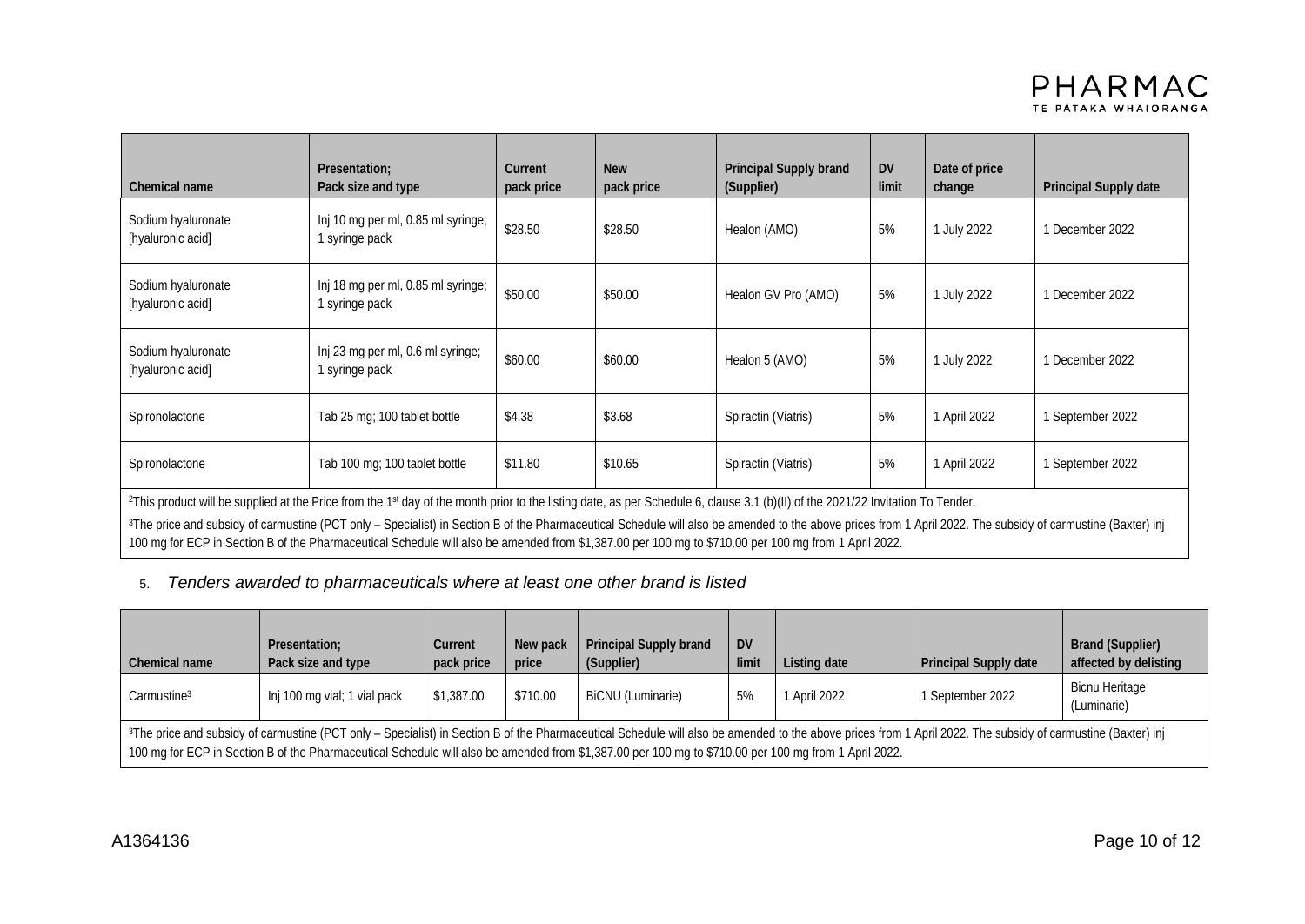| Chemical name | Presentation; Pack size and type | Current pack price | New pack price | Principal Supply brand (Supplier) | DV limit | Date of price change | Principal Supply date |
|---|---|---|---|---|---|---|---|
| Sodium hyaluronate [hyaluronic acid] | Inj 10 mg per ml, 0.85 ml syringe; 1 syringe pack | $28.50 | $28.50 | Healon (AMO) | 5% | 1 July 2022 | 1 December 2022 |
| Sodium hyaluronate [hyaluronic acid] | Inj 18 mg per ml, 0.85 ml syringe; 1 syringe pack | $50.00 | $50.00 | Healon GV Pro (AMO) | 5% | 1 July 2022 | 1 December 2022 |
| Sodium hyaluronate [hyaluronic acid] | Inj 23 mg per ml, 0.6 ml syringe; 1 syringe pack | $60.00 | $60.00 | Healon 5 (AMO) | 5% | 1 July 2022 | 1 December 2022 |
| Spironolactone | Tab 25 mg; 100 tablet bottle | $4.38 | $3.68 | Spiractin (Viatris) | 5% | 1 April 2022 | 1 September 2022 |
| Spironolactone | Tab 100 mg; 100 tablet bottle | $11.80 | $10.65 | Spiractin (Viatris) | 5% | 1 April 2022 | 1 September 2022 |

[2]This product will be supplied at the Price from the 1st day of the month prior to the listing date, as per Schedule 6, clause 3.1 (b)(II) of the 2021/22 Invitation To Tender.

[3]The price and subsidy of carmustine (PCT only – Specialist) in Section B of the Pharmaceutical Schedule will also be amended to the above prices from 1 April 2022. The subsidy of carmustine (Baxter) inj 100 mg for ECP in Section B of the Pharmaceutical Schedule will also be amended from $1,387.00 per 100 mg to $710.00 per 100 mg from 1 April 2022.

5. *Tenders awarded to pharmaceuticals where at least one other brand is listed*

| Chemical name | Presentation; Pack size and type | Current pack price | New pack price | Principal Supply brand (Supplier) | DV limit | Listing date | Principal Supply date | Brand (Supplier) affected by delisting |
|---|---|---|---|---|---|---|---|---|
| Carmustine[3] | Inj 100 mg vial; 1 vial pack | $1,387.00 | $710.00 | BiCNU (Luminarie) | 5% | 1 April 2022 | 1 September 2022 | Bicnu Heritage (Luminarie) |

[3]The price and subsidy of carmustine (PCT only – Specialist) in Section B of the Pharmaceutical Schedule will also be amended to the above prices from 1 April 2022. The subsidy of carmustine (Baxter) inj 100 mg for ECP in Section B of the Pharmaceutical Schedule will also be amended from $1,387.00 per 100 mg to $710.00 per 100 mg from 1 April 2022.

A1364136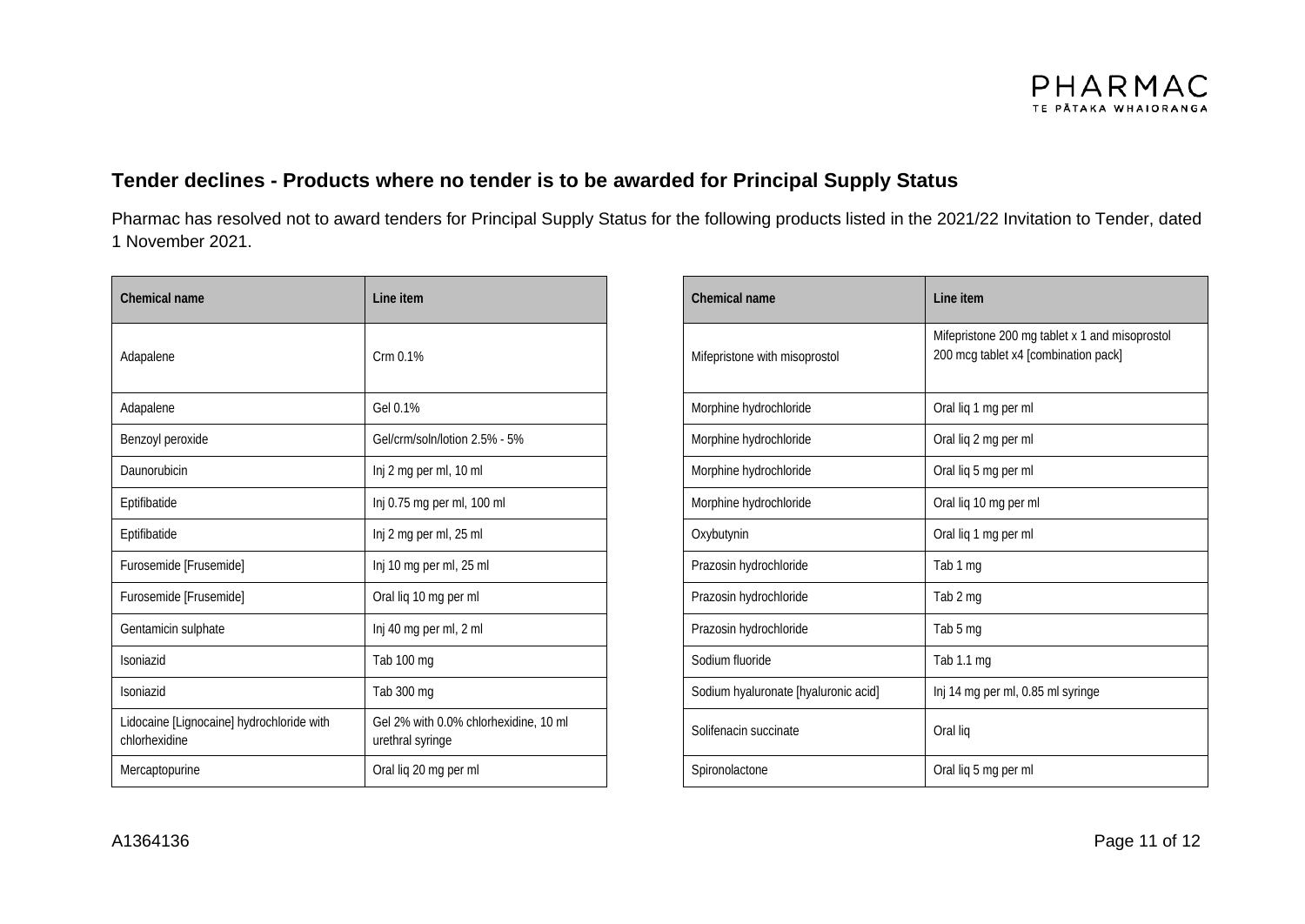## Tender declines - Products where no tender is to be awarded for Principal Supply Status

Pharmac has resolved not to award tenders for Principal Supply Status for the following products listed in the 2021/22 Invitation to Tender, dated 1 November 2021.

| Chemical name | Line item |
|---|---|
| Adapalene | Crm 0.1% |
| Adapalene | Gel 0.1% |
| Benzoyl peroxide | Gel/crm/soln/lotion 2.5% - 5% |
| Daunorubicin | Inj 2 mg per ml, 10 ml |
| Eptifibatide | Inj 0.75 mg per ml, 100 ml |
| Eptifibatide | Inj 2 mg per ml, 25 ml |
| Furosemide [Frusemide] | Inj 10 mg per ml, 25 ml |
| Furosemide [Frusemide] | Oral liq 10 mg per ml |
| Gentamicin sulphate | Inj 40 mg per ml, 2 ml |
| Isoniazid | Tab 100 mg |
| Isoniazid | Tab 300 mg |
| Lidocaine [Lignocaine] hydrochloride with chlorhexidine | Gel 2% with 0.0% chlorhexidine, 10 ml urethral syringe |
| Mercaptopurine | Oral liq 20 mg per ml |
| Mifepristone with misoprostol | Mifepristone 200 mg tablet x 1 and misoprostol 200 mcg tablet x4 [combination pack] |
| Morphine hydrochloride | Oral liq 1 mg per ml |
| Morphine hydrochloride | Oral liq 2 mg per ml |
| Morphine hydrochloride | Oral liq 5 mg per ml |
| Morphine hydrochloride | Oral liq 10 mg per ml |
| Oxybutynin | Oral liq 1 mg per ml |
| Prazosin hydrochloride | Tab 1 mg |
| Prazosin hydrochloride | Tab 2 mg |
| Prazosin hydrochloride | Tab 5 mg |
| Sodium fluoride | Tab 1.1 mg |
| Sodium hyaluronate [hyaluronic acid] | Inj 14 mg per ml, 0.85 ml syringe |
| Solifenacin succinate | Oral liq |
| Spironolactone | Oral liq 5 mg per ml |

A1364136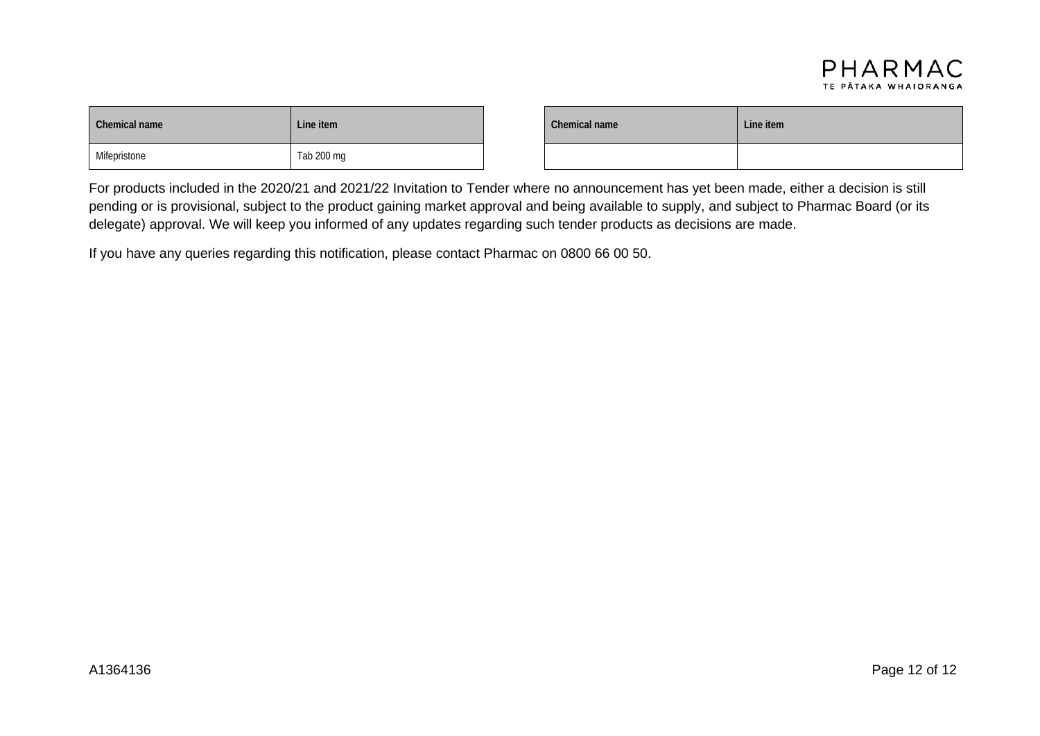| Chemical name | Line item | Chemical name | Line item |
|---|---|---|---|
| Mifepristone | Tab 200 mg | | |

For products included in the 2020/21 and 2021/22 Invitation to Tender where no announcement has yet been made, either a decision is still pending or is provisional, subject to the product gaining market approval and being available to supply, and subject to Pharmac Board (or its delegate) approval. We will keep you informed of any updates regarding such tender products as decisions are made.

If you have any queries regarding this notification, please contact Pharmac on 0800 66 00 50.

A1364136